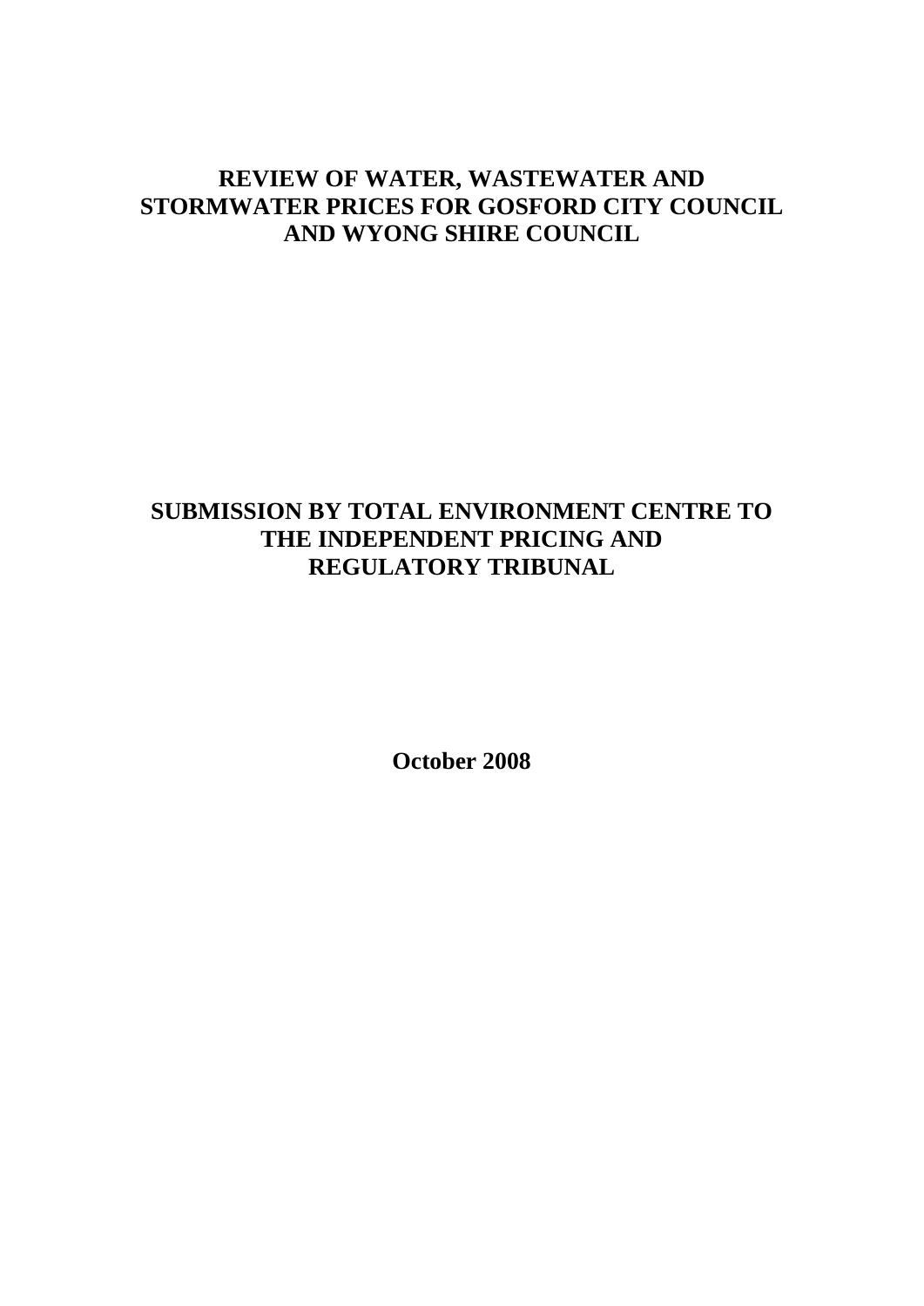# REVIEW OF WATER, WASTEWATER AND STORMWATER PRICES FOR GOSFORD CITY COUNCIL AND WYONG SHIRE COUNCIL

## SUBMISSION BY TOTAL ENVIRONMENT CENTRE TO THE INDEPENDENT PRICING AND REGULATORY TRIBUNAL

**October 2008**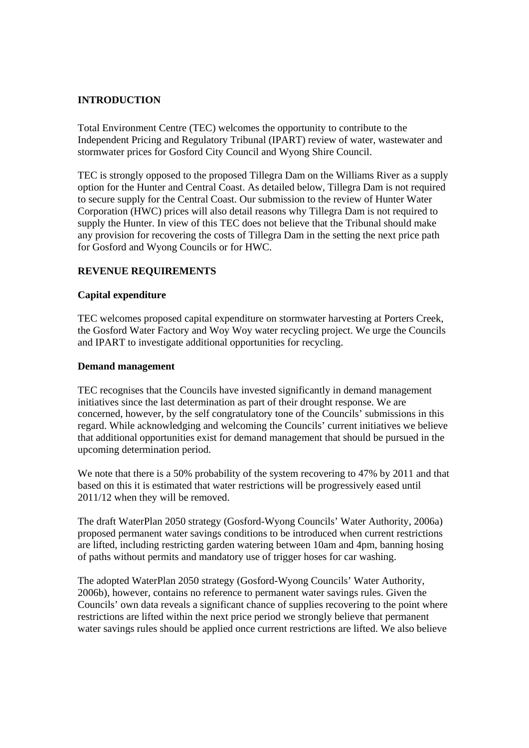## INTRODUCTION

Total Environment Centre (TEC) welcomes the opportunity to contribute to the Independent Pricing and Regulatory Tribunal (IPART) review of water, wastewater and stormwater prices for Gosford City Council and Wyong Shire Council.

TEC is strongly opposed to the proposed Tillegra Dam on the Williams River as a supply option for the Hunter and Central Coast. As detailed below, Tillegra Dam is not required to secure supply for the Central Coast. Our submission to the review of Hunter Water Corporation (HWC) prices will also detail reasons why Tillegra Dam is not required to supply the Hunter. In view of this TEC does not believe that the Tribunal should make any provision for recovering the costs of Tillegra Dam in the setting the next price path for Gosford and Wyong Councils or for HWC.

## REVENUE REQUIREMENTS

### Capital expenditure

TEC welcomes proposed capital expenditure on stormwater harvesting at Porters Creek, the Gosford Water Factory and Woy Woy water recycling project. We urge the Councils and IPART to investigate additional opportunities for recycling.

### Demand management

TEC recognises that the Councils have invested significantly in demand management initiatives since the last determination as part of their drought response. We are concerned, however, by the self congratulatory tone of the Councils' submissions in this regard. While acknowledging and welcoming the Councils' current initiatives we believe that additional opportunities exist for demand management that should be pursued in the upcoming determination period.

We note that there is a 50% probability of the system recovering to 47% by 2011 and that based on this it is estimated that water restrictions will be progressively eased until 2011/12 when they will be removed.

The draft WaterPlan 2050 strategy (Gosford-Wyong Councils' Water Authority, 2006a) proposed permanent water savings conditions to be introduced when current restrictions are lifted, including restricting garden watering between 10am and 4pm, banning hosing of paths without permits and mandatory use of trigger hoses for car washing.

The adopted WaterPlan 2050 strategy (Gosford-Wyong Councils' Water Authority, 2006b), however, contains no reference to permanent water savings rules. Given the Councils' own data reveals a significant chance of supplies recovering to the point where restrictions are lifted within the next price period we strongly believe that permanent water savings rules should be applied once current restrictions are lifted. We also believe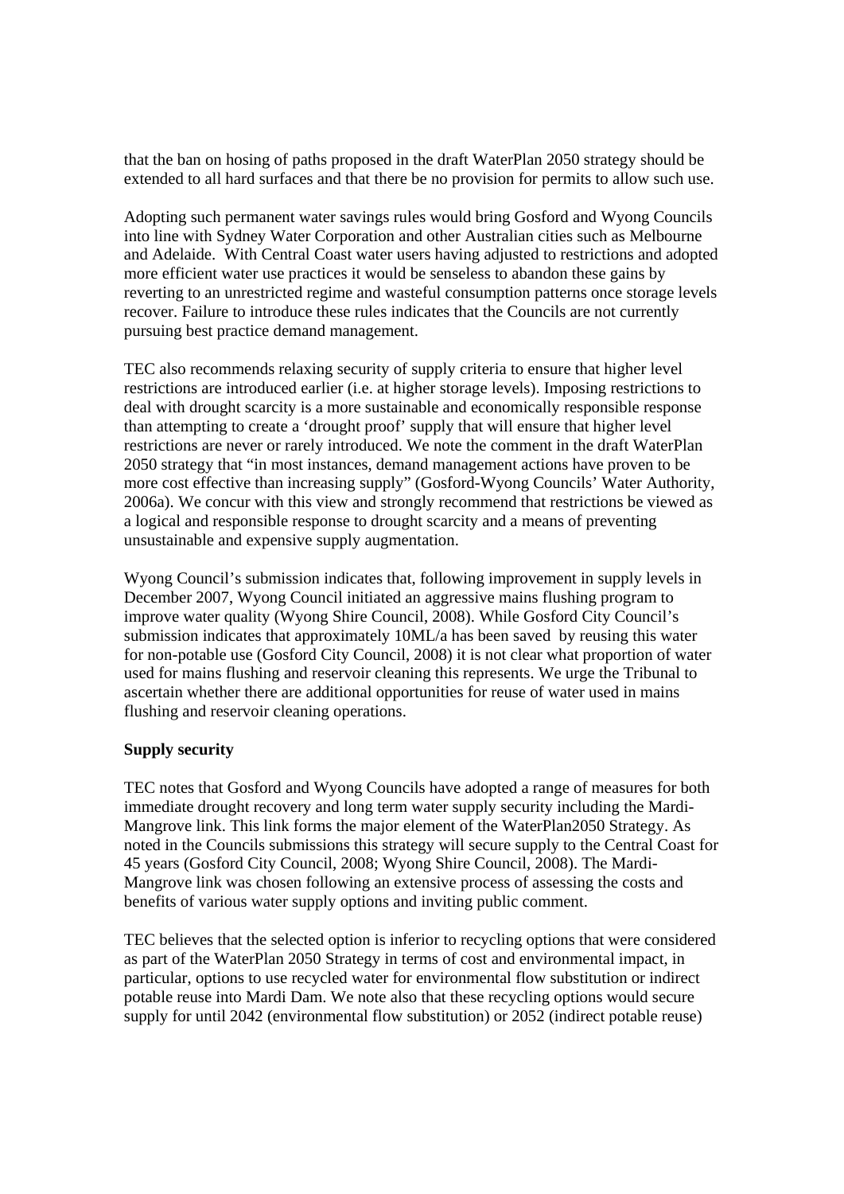that the ban on hosing of paths proposed in the draft WaterPlan 2050 strategy should be extended to all hard surfaces and that there be no provision for permits to allow such use.

Adopting such permanent water savings rules would bring Gosford and Wyong Councils into line with Sydney Water Corporation and other Australian cities such as Melbourne and Adelaide. With Central Coast water users having adjusted to restrictions and adopted more efficient water use practices it would be senseless to abandon these gains by reverting to an unrestricted regime and wasteful consumption patterns once storage levels recover. Failure to introduce these rules indicates that the Councils are not currently pursuing best practice demand management.

TEC also recommends relaxing security of supply criteria to ensure that higher level restrictions are introduced earlier (i.e. at higher storage levels). Imposing restrictions to deal with drought scarcity is a more sustainable and economically responsible response than attempting to create a 'drought proof' supply that will ensure that higher level restrictions are never or rarely introduced. We note the comment in the draft WaterPlan 2050 strategy that "in most instances, demand management actions have proven to be more cost effective than increasing supply" (Gosford-Wyong Councils' Water Authority, 2006a). We concur with this view and strongly recommend that restrictions be viewed as a logical and responsible response to drought scarcity and a means of preventing unsustainable and expensive supply augmentation.

Wyong Council's submission indicates that, following improvement in supply levels in December 2007, Wyong Council initiated an aggressive mains flushing program to improve water quality (Wyong Shire Council, 2008). While Gosford City Council's submission indicates that approximately 10ML/a has been saved by reusing this water for non-potable use (Gosford City Council, 2008) it is not clear what proportion of water used for mains flushing and reservoir cleaning this represents. We urge the Tribunal to ascertain whether there are additional opportunities for reuse of water used in mains flushing and reservoir cleaning operations.

**Supply security**

TEC notes that Gosford and Wyong Councils have adopted a range of measures for both immediate drought recovery and long term water supply security including the Mardi-Mangrove link. This link forms the major element of the WaterPlan2050 Strategy. As noted in the Councils submissions this strategy will secure supply to the Central Coast for 45 years (Gosford City Council, 2008; Wyong Shire Council, 2008). The Mardi-Mangrove link was chosen following an extensive process of assessing the costs and benefits of various water supply options and inviting public comment.

TEC believes that the selected option is inferior to recycling options that were considered as part of the WaterPlan 2050 Strategy in terms of cost and environmental impact, in particular, options to use recycled water for environmental flow substitution or indirect potable reuse into Mardi Dam. We note also that these recycling options would secure supply for until 2042 (environmental flow substitution) or 2052 (indirect potable reuse)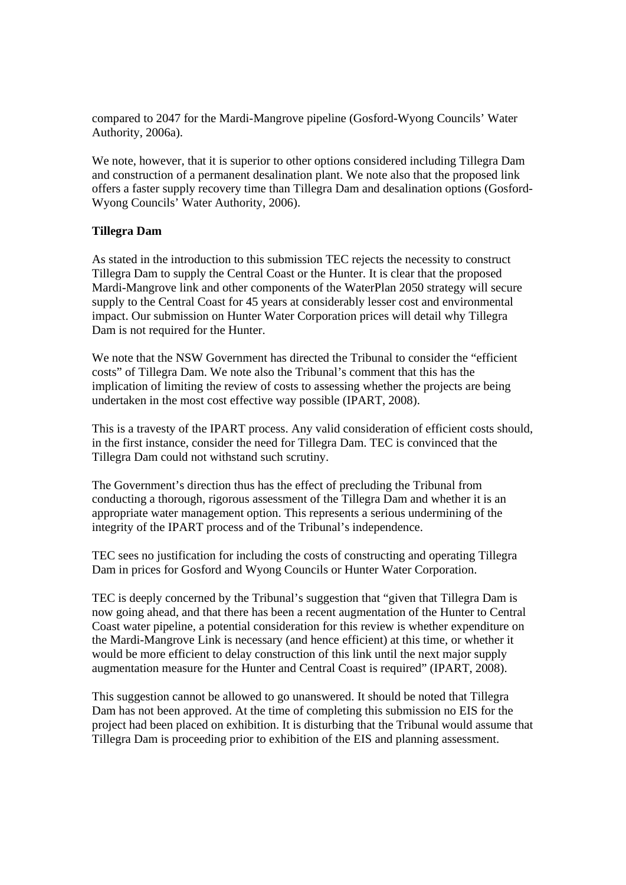compared to 2047 for the Mardi-Mangrove pipeline (Gosford-Wyong Councils' Water Authority, 2006a).

We note, however, that it is superior to other options considered including Tillegra Dam and construction of a permanent desalination plant. We note also that the proposed link offers a faster supply recovery time than Tillegra Dam and desalination options (Gosford-Wyong Councils' Water Authority, 2006).

**Tillegra Dam**

As stated in the introduction to this submission TEC rejects the necessity to construct Tillegra Dam to supply the Central Coast or the Hunter. It is clear that the proposed Mardi-Mangrove link and other components of the WaterPlan 2050 strategy will secure supply to the Central Coast for 45 years at considerably lesser cost and environmental impact. Our submission on Hunter Water Corporation prices will detail why Tillegra Dam is not required for the Hunter.

We note that the NSW Government has directed the Tribunal to consider the "efficient costs" of Tillegra Dam. We note also the Tribunal's comment that this has the implication of limiting the review of costs to assessing whether the projects are being undertaken in the most cost effective way possible (IPART, 2008).

This is a travesty of the IPART process. Any valid consideration of efficient costs should, in the first instance, consider the need for Tillegra Dam. TEC is convinced that the Tillegra Dam could not withstand such scrutiny.

The Government's direction thus has the effect of precluding the Tribunal from conducting a thorough, rigorous assessment of the Tillegra Dam and whether it is an appropriate water management option. This represents a serious undermining of the integrity of the IPART process and of the Tribunal's independence.

TEC sees no justification for including the costs of constructing and operating Tillegra Dam in prices for Gosford and Wyong Councils or Hunter Water Corporation.

TEC is deeply concerned by the Tribunal's suggestion that "given that Tillegra Dam is now going ahead, and that there has been a recent augmentation of the Hunter to Central Coast water pipeline, a potential consideration for this review is whether expenditure on the Mardi-Mangrove Link is necessary (and hence efficient) at this time, or whether it would be more efficient to delay construction of this link until the next major supply augmentation measure for the Hunter and Central Coast is required" (IPART, 2008).

This suggestion cannot be allowed to go unanswered. It should be noted that Tillegra Dam has not been approved. At the time of completing this submission no EIS for the project had been placed on exhibition. It is disturbing that the Tribunal would assume that Tillegra Dam is proceeding prior to exhibition of the EIS and planning assessment.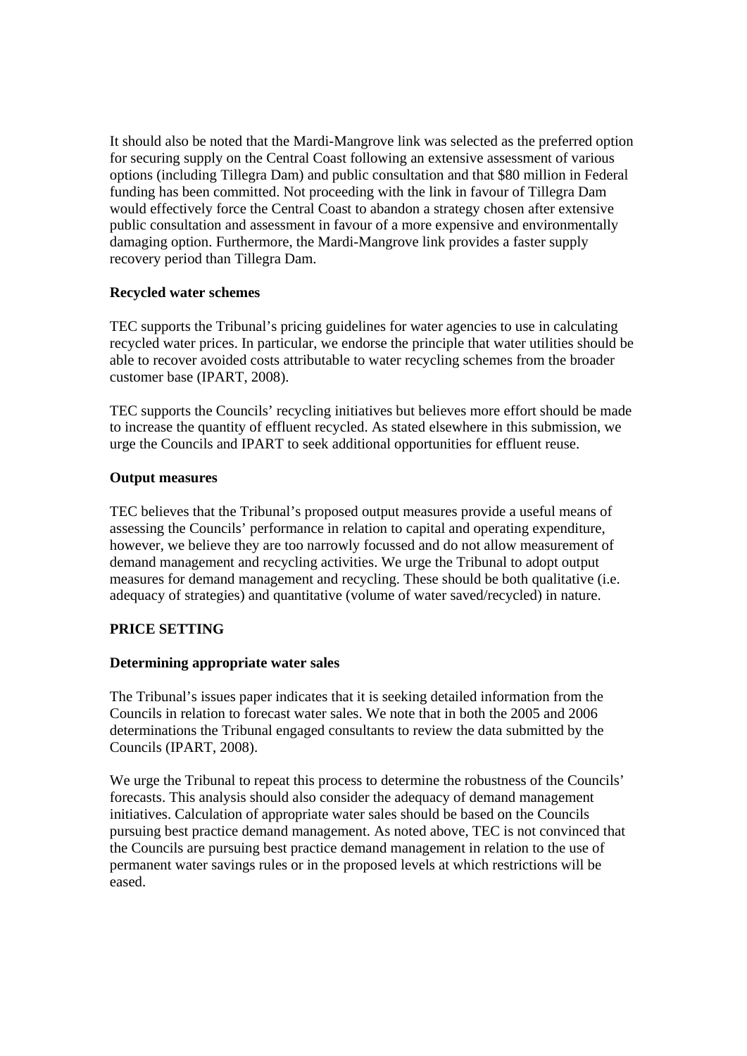It should also be noted that the Mardi-Mangrove link was selected as the preferred option for securing supply on the Central Coast following an extensive assessment of various options (including Tillegra Dam) and public consultation and that $80 million in Federal funding has been committed. Not proceeding with the link in favour of Tillegra Dam would effectively force the Central Coast to abandon a strategy chosen after extensive public consultation and assessment in favour of a more expensive and environmentally damaging option. Furthermore, the Mardi-Mangrove link provides a faster supply recovery period than Tillegra Dam.

**Recycled water schemes**

TEC supports the Tribunal's pricing guidelines for water agencies to use in calculating recycled water prices. In particular, we endorse the principle that water utilities should be able to recover avoided costs attributable to water recycling schemes from the broader customer base (IPART, 2008).

TEC supports the Councils' recycling initiatives but believes more effort should be made to increase the quantity of effluent recycled. As stated elsewhere in this submission, we urge the Councils and IPART to seek additional opportunities for effluent reuse.

**Output measures**

TEC believes that the Tribunal's proposed output measures provide a useful means of assessing the Councils' performance in relation to capital and operating expenditure, however, we believe they are too narrowly focussed and do not allow measurement of demand management and recycling activities. We urge the Tribunal to adopt output measures for demand management and recycling. These should be both qualitative (i.e. adequacy of strategies) and quantitative (volume of water saved/recycled) in nature.

## PRICE SETTING

**Determining appropriate water sales**

The Tribunal's issues paper indicates that it is seeking detailed information from the Councils in relation to forecast water sales. We note that in both the 2005 and 2006 determinations the Tribunal engaged consultants to review the data submitted by the Councils (IPART, 2008).

We urge the Tribunal to repeat this process to determine the robustness of the Councils' forecasts. This analysis should also consider the adequacy of demand management initiatives. Calculation of appropriate water sales should be based on the Councils pursuing best practice demand management. As noted above, TEC is not convinced that the Councils are pursuing best practice demand management in relation to the use of permanent water savings rules or in the proposed levels at which restrictions will be eased.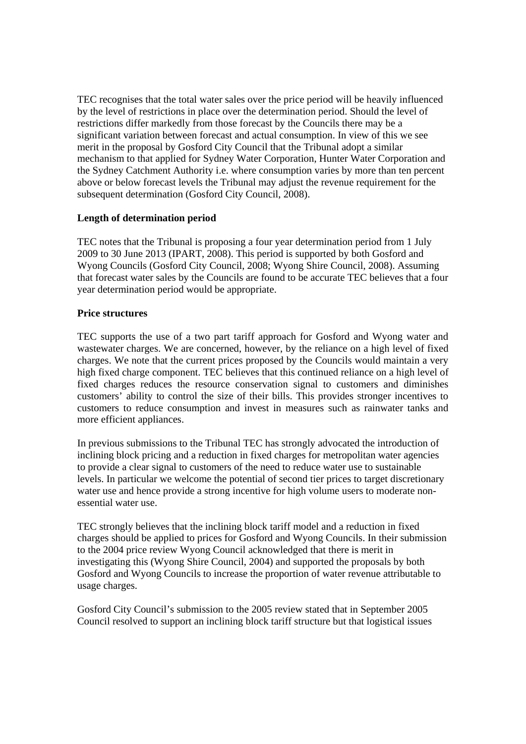TEC recognises that the total water sales over the price period will be heavily influenced by the level of restrictions in place over the determination period. Should the level of restrictions differ markedly from those forecast by the Councils there may be a significant variation between forecast and actual consumption. In view of this we see merit in the proposal by Gosford City Council that the Tribunal adopt a similar mechanism to that applied for Sydney Water Corporation, Hunter Water Corporation and the Sydney Catchment Authority i.e. where consumption varies by more than ten percent above or below forecast levels the Tribunal may adjust the revenue requirement for the subsequent determination (Gosford City Council, 2008).

**Length of determination period**

TEC notes that the Tribunal is proposing a four year determination period from 1 July 2009 to 30 June 2013 (IPART, 2008). This period is supported by both Gosford and Wyong Councils (Gosford City Council, 2008; Wyong Shire Council, 2008). Assuming that forecast water sales by the Councils are found to be accurate TEC believes that a four year determination period would be appropriate.

**Price structures**

TEC supports the use of a two part tariff approach for Gosford and Wyong water and wastewater charges. We are concerned, however, by the reliance on a high level of fixed charges. We note that the current prices proposed by the Councils would maintain a very high fixed charge component. TEC believes that this continued reliance on a high level of fixed charges reduces the resource conservation signal to customers and diminishes customers' ability to control the size of their bills. This provides stronger incentives to customers to reduce consumption and invest in measures such as rainwater tanks and more efficient appliances.

In previous submissions to the Tribunal TEC has strongly advocated the introduction of inclining block pricing and a reduction in fixed charges for metropolitan water agencies to provide a clear signal to customers of the need to reduce water use to sustainable levels. In particular we welcome the potential of second tier prices to target discretionary water use and hence provide a strong incentive for high volume users to moderate non-essential water use.

TEC strongly believes that the inclining block tariff model and a reduction in fixed charges should be applied to prices for Gosford and Wyong Councils. In their submission to the 2004 price review Wyong Council acknowledged that there is merit in investigating this (Wyong Shire Council, 2004) and supported the proposals by both Gosford and Wyong Councils to increase the proportion of water revenue attributable to usage charges.

Gosford City Council's submission to the 2005 review stated that in September 2005 Council resolved to support an inclining block tariff structure but that logistical issues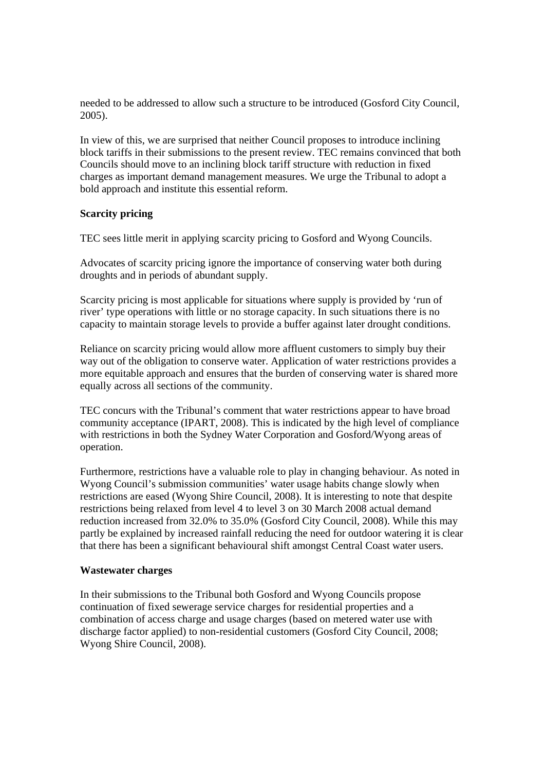needed to be addressed to allow such a structure to be introduced (Gosford City Council, 2005).

In view of this, we are surprised that neither Council proposes to introduce inclining block tariffs in their submissions to the present review. TEC remains convinced that both Councils should move to an inclining block tariff structure with reduction in fixed charges as important demand management measures. We urge the Tribunal to adopt a bold approach and institute this essential reform.

**Scarcity pricing**

TEC sees little merit in applying scarcity pricing to Gosford and Wyong Councils.

Advocates of scarcity pricing ignore the importance of conserving water both during droughts and in periods of abundant supply.

Scarcity pricing is most applicable for situations where supply is provided by 'run of river' type operations with little or no storage capacity. In such situations there is no capacity to maintain storage levels to provide a buffer against later drought conditions.

Reliance on scarcity pricing would allow more affluent customers to simply buy their way out of the obligation to conserve water. Application of water restrictions provides a more equitable approach and ensures that the burden of conserving water is shared more equally across all sections of the community.

TEC concurs with the Tribunal's comment that water restrictions appear to have broad community acceptance (IPART, 2008). This is indicated by the high level of compliance with restrictions in both the Sydney Water Corporation and Gosford/Wyong areas of operation.

Furthermore, restrictions have a valuable role to play in changing behaviour. As noted in Wyong Council's submission communities' water usage habits change slowly when restrictions are eased (Wyong Shire Council, 2008). It is interesting to note that despite restrictions being relaxed from level 4 to level 3 on 30 March 2008 actual demand reduction increased from 32.0% to 35.0% (Gosford City Council, 2008). While this may partly be explained by increased rainfall reducing the need for outdoor watering it is clear that there has been a significant behavioural shift amongst Central Coast water users.

**Wastewater charges**

In their submissions to the Tribunal both Gosford and Wyong Councils propose continuation of fixed sewerage service charges for residential properties and a combination of access charge and usage charges (based on metered water use with discharge factor applied) to non-residential customers (Gosford City Council, 2008; Wyong Shire Council, 2008).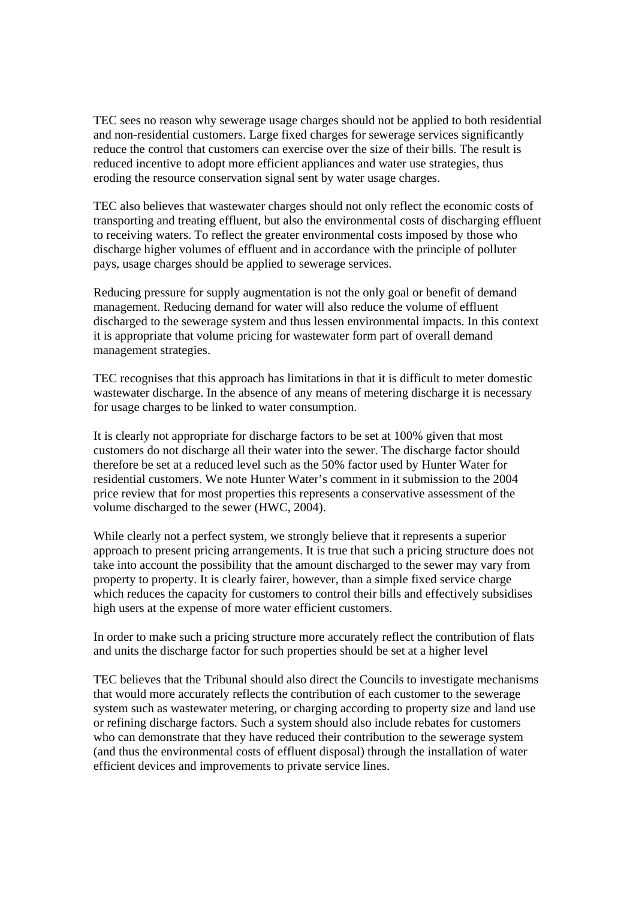TEC sees no reason why sewerage usage charges should not be applied to both residential and non-residential customers. Large fixed charges for sewerage services significantly reduce the control that customers can exercise over the size of their bills. The result is reduced incentive to adopt more efficient appliances and water use strategies, thus eroding the resource conservation signal sent by water usage charges.

TEC also believes that wastewater charges should not only reflect the economic costs of transporting and treating effluent, but also the environmental costs of discharging effluent to receiving waters. To reflect the greater environmental costs imposed by those who discharge higher volumes of effluent and in accordance with the principle of polluter pays, usage charges should be applied to sewerage services.

Reducing pressure for supply augmentation is not the only goal or benefit of demand management. Reducing demand for water will also reduce the volume of effluent discharged to the sewerage system and thus lessen environmental impacts. In this context it is appropriate that volume pricing for wastewater form part of overall demand management strategies.

TEC recognises that this approach has limitations in that it is difficult to meter domestic wastewater discharge. In the absence of any means of metering discharge it is necessary for usage charges to be linked to water consumption.

It is clearly not appropriate for discharge factors to be set at 100% given that most customers do not discharge all their water into the sewer. The discharge factor should therefore be set at a reduced level such as the 50% factor used by Hunter Water for residential customers. We note Hunter Water's comment in it submission to the 2004 price review that for most properties this represents a conservative assessment of the volume discharged to the sewer (HWC, 2004).

While clearly not a perfect system, we strongly believe that it represents a superior approach to present pricing arrangements. It is true that such a pricing structure does not take into account the possibility that the amount discharged to the sewer may vary from property to property. It is clearly fairer, however, than a simple fixed service charge which reduces the capacity for customers to control their bills and effectively subsidises high users at the expense of more water efficient customers.

In order to make such a pricing structure more accurately reflect the contribution of flats and units the discharge factor for such properties should be set at a higher level

TEC believes that the Tribunal should also direct the Councils to investigate mechanisms that would more accurately reflects the contribution of each customer to the sewerage system such as wastewater metering, or charging according to property size and land use or refining discharge factors. Such a system should also include rebates for customers who can demonstrate that they have reduced their contribution to the sewerage system (and thus the environmental costs of effluent disposal) through the installation of water efficient devices and improvements to private service lines.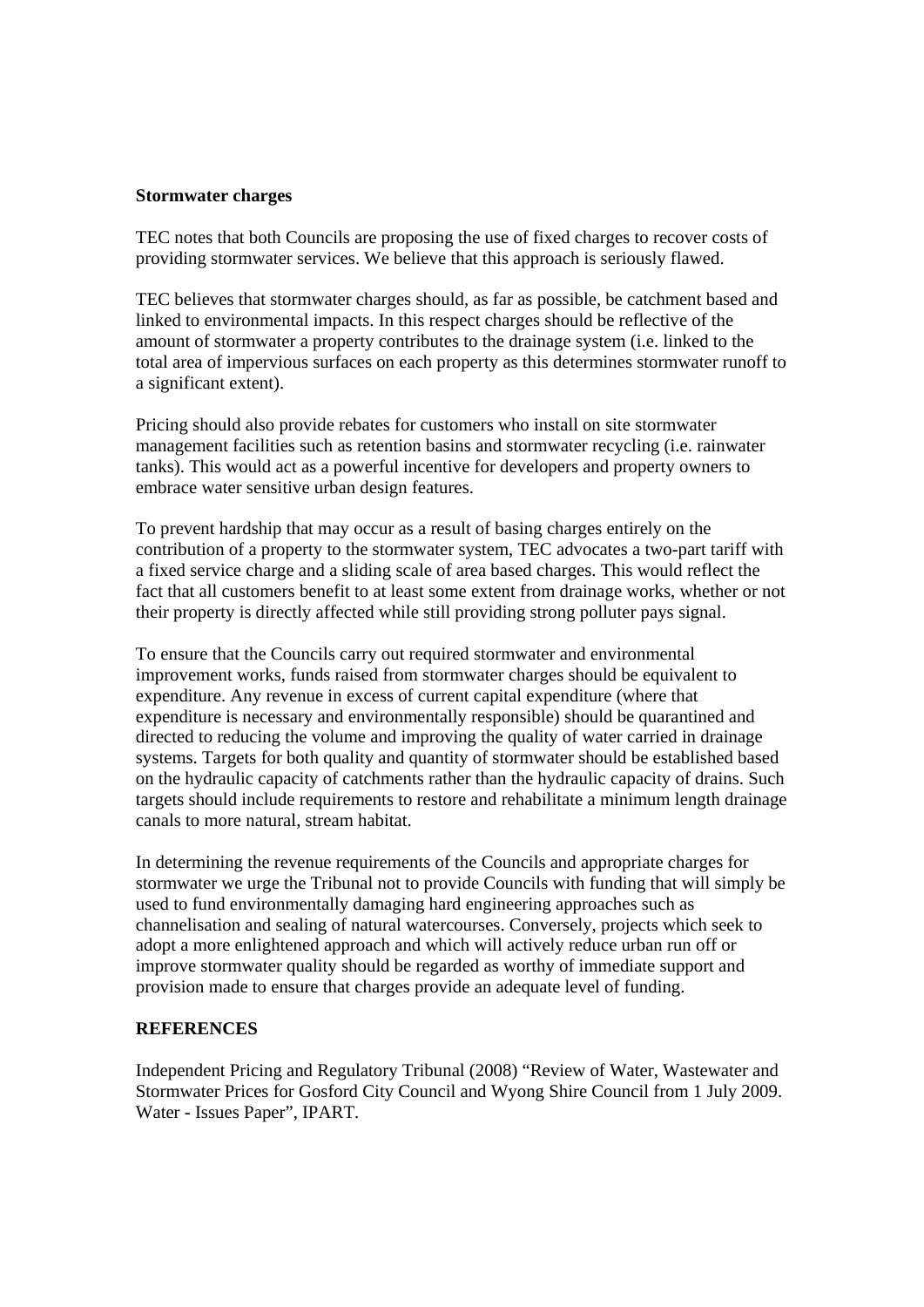**Stormwater charges**

TEC notes that both Councils are proposing the use of fixed charges to recover costs of providing stormwater services. We believe that this approach is seriously flawed.

TEC believes that stormwater charges should, as far as possible, be catchment based and linked to environmental impacts. In this respect charges should be reflective of the amount of stormwater a property contributes to the drainage system (i.e. linked to the total area of impervious surfaces on each property as this determines stormwater runoff to a significant extent).

Pricing should also provide rebates for customers who install on site stormwater management facilities such as retention basins and stormwater recycling (i.e. rainwater tanks). This would act as a powerful incentive for developers and property owners to embrace water sensitive urban design features.

To prevent hardship that may occur as a result of basing charges entirely on the contribution of a property to the stormwater system, TEC advocates a two-part tariff with a fixed service charge and a sliding scale of area based charges. This would reflect the fact that all customers benefit to at least some extent from drainage works, whether or not their property is directly affected while still providing strong polluter pays signal.

To ensure that the Councils carry out required stormwater and environmental improvement works, funds raised from stormwater charges should be equivalent to expenditure. Any revenue in excess of current capital expenditure (where that expenditure is necessary and environmentally responsible) should be quarantined and directed to reducing the volume and improving the quality of water carried in drainage systems. Targets for both quality and quantity of stormwater should be established based on the hydraulic capacity of catchments rather than the hydraulic capacity of drains. Such targets should include requirements to restore and rehabilitate a minimum length drainage canals to more natural, stream habitat.

In determining the revenue requirements of the Councils and appropriate charges for stormwater we urge the Tribunal not to provide Councils with funding that will simply be used to fund environmentally damaging hard engineering approaches such as channelisation and sealing of natural watercourses. Conversely, projects which seek to adopt a more enlightened approach and which will actively reduce urban run off or improve stormwater quality should be regarded as worthy of immediate support and provision made to ensure that charges provide an adequate level of funding.

**REFERENCES**

Independent Pricing and Regulatory Tribunal (2008) "Review of Water, Wastewater and Stormwater Prices for Gosford City Council and Wyong Shire Council from 1 July 2009. Water - Issues Paper", IPART.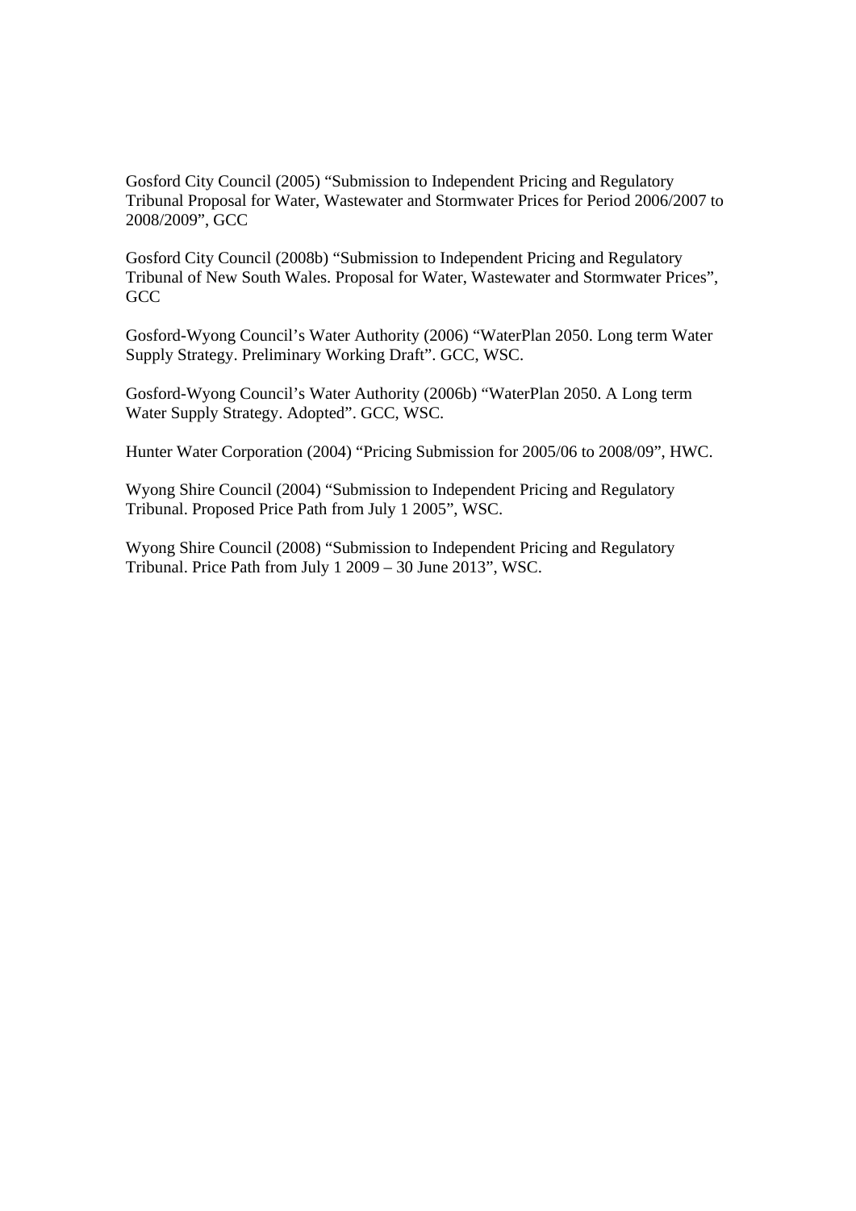Gosford City Council (2005) “Submission to Independent Pricing and Regulatory Tribunal Proposal for Water, Wastewater and Stormwater Prices for Period 2006/2007 to 2008/2009”, GCC

Gosford City Council (2008b) “Submission to Independent Pricing and Regulatory Tribunal of New South Wales. Proposal for Water, Wastewater and Stormwater Prices”, GCC

Gosford-Wyong Council’s Water Authority (2006) “WaterPlan 2050. Long term Water Supply Strategy. Preliminary Working Draft”. GCC, WSC.

Gosford-Wyong Council’s Water Authority (2006b) “WaterPlan 2050. A Long term Water Supply Strategy. Adopted”. GCC, WSC.

Hunter Water Corporation (2004) “Pricing Submission for 2005/06 to 2008/09”, HWC.

Wyong Shire Council (2004) “Submission to Independent Pricing and Regulatory Tribunal. Proposed Price Path from July 1 2005”, WSC.

Wyong Shire Council (2008) “Submission to Independent Pricing and Regulatory Tribunal. Price Path from July 1 2009 – 30 June 2013”, WSC.